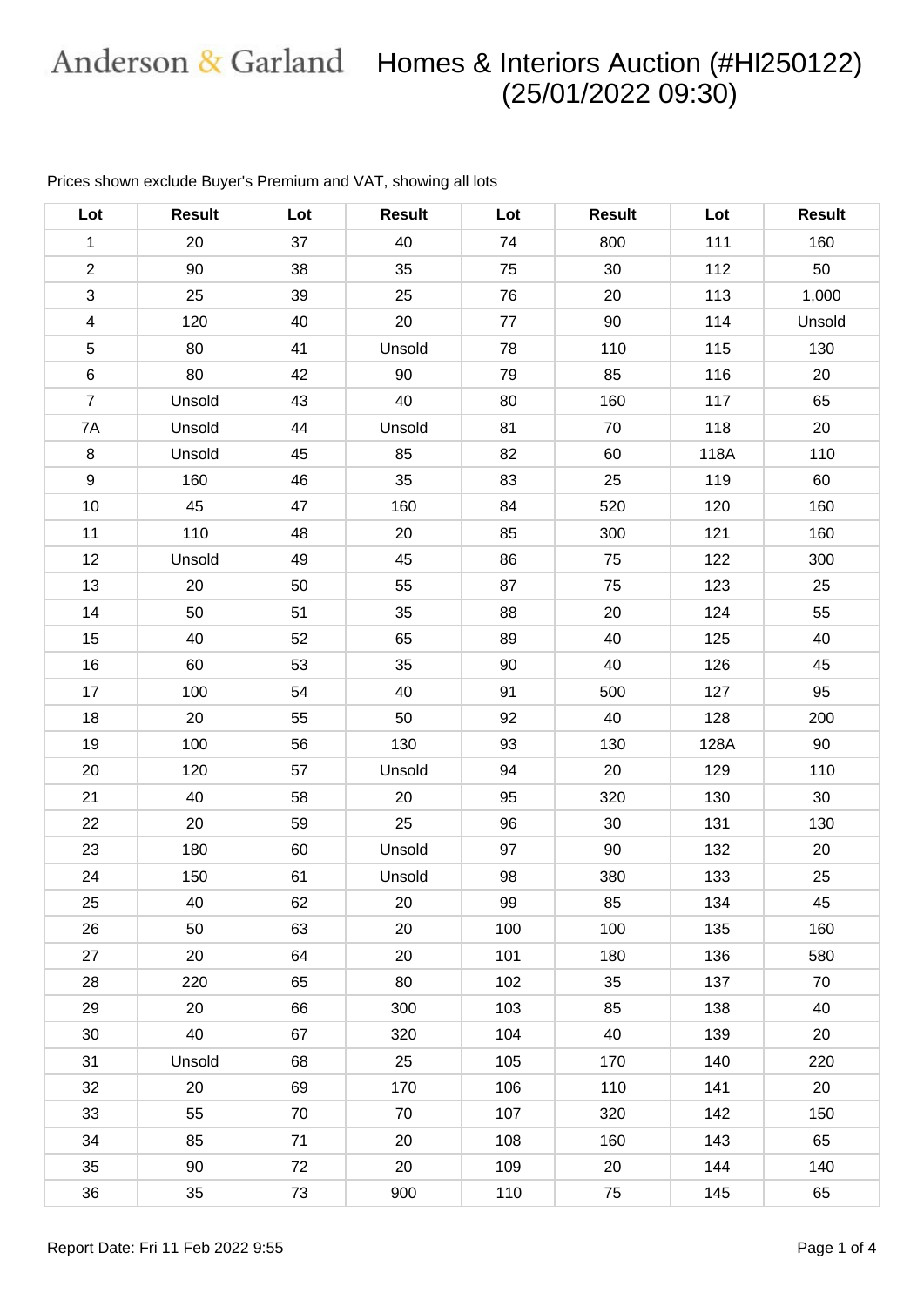# Anderson & Garland Homes & Interiors Auction (#HI250122) (25/01/2022 09:30)

Prices shown exclude Buyer's Premium and VAT, showing all lots

| Lot | Result | Lot | Result | Lot | Result | Lot | Result |
|---|---|---|---|---|---|---|---|
| 1 | 20 | 37 | 40 | 74 | 800 | 111 | 160 |
| 2 | 90 | 38 | 35 | 75 | 30 | 112 | 50 |
| 3 | 25 | 39 | 25 | 76 | 20 | 113 | 1,000 |
| 4 | 120 | 40 | 20 | 77 | 90 | 114 | Unsold |
| 5 | 80 | 41 | Unsold | 78 | 110 | 115 | 130 |
| 6 | 80 | 42 | 90 | 79 | 85 | 116 | 20 |
| 7 | Unsold | 43 | 40 | 80 | 160 | 117 | 65 |
| 7A | Unsold | 44 | Unsold | 81 | 70 | 118 | 20 |
| 8 | Unsold | 45 | 85 | 82 | 60 | 118A | 110 |
| 9 | 160 | 46 | 35 | 83 | 25 | 119 | 60 |
| 10 | 45 | 47 | 160 | 84 | 520 | 120 | 160 |
| 11 | 110 | 48 | 20 | 85 | 300 | 121 | 160 |
| 12 | Unsold | 49 | 45 | 86 | 75 | 122 | 300 |
| 13 | 20 | 50 | 55 | 87 | 75 | 123 | 25 |
| 14 | 50 | 51 | 35 | 88 | 20 | 124 | 55 |
| 15 | 40 | 52 | 65 | 89 | 40 | 125 | 40 |
| 16 | 60 | 53 | 35 | 90 | 40 | 126 | 45 |
| 17 | 100 | 54 | 40 | 91 | 500 | 127 | 95 |
| 18 | 20 | 55 | 50 | 92 | 40 | 128 | 200 |
| 19 | 100 | 56 | 130 | 93 | 130 | 128A | 90 |
| 20 | 120 | 57 | Unsold | 94 | 20 | 129 | 110 |
| 21 | 40 | 58 | 20 | 95 | 320 | 130 | 30 |
| 22 | 20 | 59 | 25 | 96 | 30 | 131 | 130 |
| 23 | 180 | 60 | Unsold | 97 | 90 | 132 | 20 |
| 24 | 150 | 61 | Unsold | 98 | 380 | 133 | 25 |
| 25 | 40 | 62 | 20 | 99 | 85 | 134 | 45 |
| 26 | 50 | 63 | 20 | 100 | 100 | 135 | 160 |
| 27 | 20 | 64 | 20 | 101 | 180 | 136 | 580 |
| 28 | 220 | 65 | 80 | 102 | 35 | 137 | 70 |
| 29 | 20 | 66 | 300 | 103 | 85 | 138 | 40 |
| 30 | 40 | 67 | 320 | 104 | 40 | 139 | 20 |
| 31 | Unsold | 68 | 25 | 105 | 170 | 140 | 220 |
| 32 | 20 | 69 | 170 | 106 | 110 | 141 | 20 |
| 33 | 55 | 70 | 70 | 107 | 320 | 142 | 150 |
| 34 | 85 | 71 | 20 | 108 | 160 | 143 | 65 |
| 35 | 90 | 72 | 20 | 109 | 20 | 144 | 140 |
| 36 | 35 | 73 | 900 | 110 | 75 | 145 | 65 |

Report Date: Fri 11 Feb 2022 9:55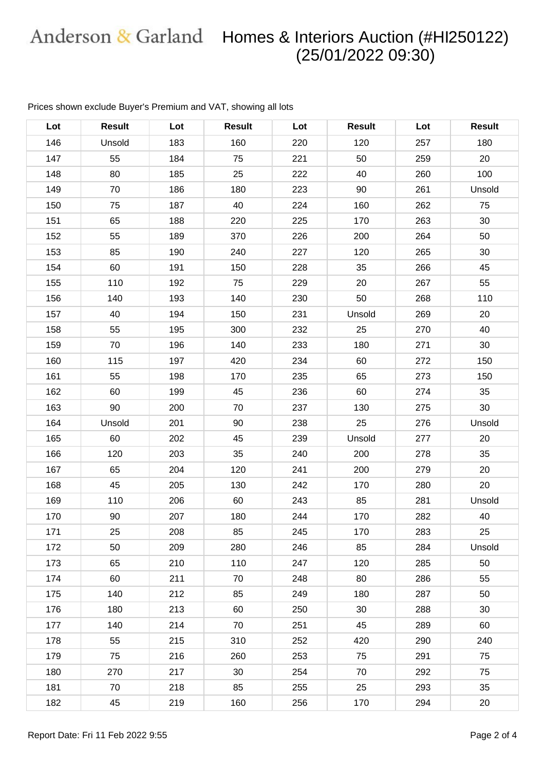# Anderson & Garland Homes & Interiors Auction (#HI250122) (25/01/2022 09:30)

Prices shown exclude Buyer's Premium and VAT, showing all lots

| Lot | Result | Lot | Result | Lot | Result | Lot | Result |
|---|---|---|---|---|---|---|---|
| 146 | Unsold | 183 | 160 | 220 | 120 | 257 | 180 |
| 147 | 55 | 184 | 75 | 221 | 50 | 259 | 20 |
| 148 | 80 | 185 | 25 | 222 | 40 | 260 | 100 |
| 149 | 70 | 186 | 180 | 223 | 90 | 261 | Unsold |
| 150 | 75 | 187 | 40 | 224 | 160 | 262 | 75 |
| 151 | 65 | 188 | 220 | 225 | 170 | 263 | 30 |
| 152 | 55 | 189 | 370 | 226 | 200 | 264 | 50 |
| 153 | 85 | 190 | 240 | 227 | 120 | 265 | 30 |
| 154 | 60 | 191 | 150 | 228 | 35 | 266 | 45 |
| 155 | 110 | 192 | 75 | 229 | 20 | 267 | 55 |
| 156 | 140 | 193 | 140 | 230 | 50 | 268 | 110 |
| 157 | 40 | 194 | 150 | 231 | Unsold | 269 | 20 |
| 158 | 55 | 195 | 300 | 232 | 25 | 270 | 40 |
| 159 | 70 | 196 | 140 | 233 | 180 | 271 | 30 |
| 160 | 115 | 197 | 420 | 234 | 60 | 272 | 150 |
| 161 | 55 | 198 | 170 | 235 | 65 | 273 | 150 |
| 162 | 60 | 199 | 45 | 236 | 60 | 274 | 35 |
| 163 | 90 | 200 | 70 | 237 | 130 | 275 | 30 |
| 164 | Unsold | 201 | 90 | 238 | 25 | 276 | Unsold |
| 165 | 60 | 202 | 45 | 239 | Unsold | 277 | 20 |
| 166 | 120 | 203 | 35 | 240 | 200 | 278 | 35 |
| 167 | 65 | 204 | 120 | 241 | 200 | 279 | 20 |
| 168 | 45 | 205 | 130 | 242 | 170 | 280 | 20 |
| 169 | 110 | 206 | 60 | 243 | 85 | 281 | Unsold |
| 170 | 90 | 207 | 180 | 244 | 170 | 282 | 40 |
| 171 | 25 | 208 | 85 | 245 | 170 | 283 | 25 |
| 172 | 50 | 209 | 280 | 246 | 85 | 284 | Unsold |
| 173 | 65 | 210 | 110 | 247 | 120 | 285 | 50 |
| 174 | 60 | 211 | 70 | 248 | 80 | 286 | 55 |
| 175 | 140 | 212 | 85 | 249 | 180 | 287 | 50 |
| 176 | 180 | 213 | 60 | 250 | 30 | 288 | 30 |
| 177 | 140 | 214 | 70 | 251 | 45 | 289 | 60 |
| 178 | 55 | 215 | 310 | 252 | 420 | 290 | 240 |
| 179 | 75 | 216 | 260 | 253 | 75 | 291 | 75 |
| 180 | 270 | 217 | 30 | 254 | 70 | 292 | 75 |
| 181 | 70 | 218 | 85 | 255 | 25 | 293 | 35 |
| 182 | 45 | 219 | 160 | 256 | 170 | 294 | 20 |

Report Date: Fri 11 Feb 2022 9:55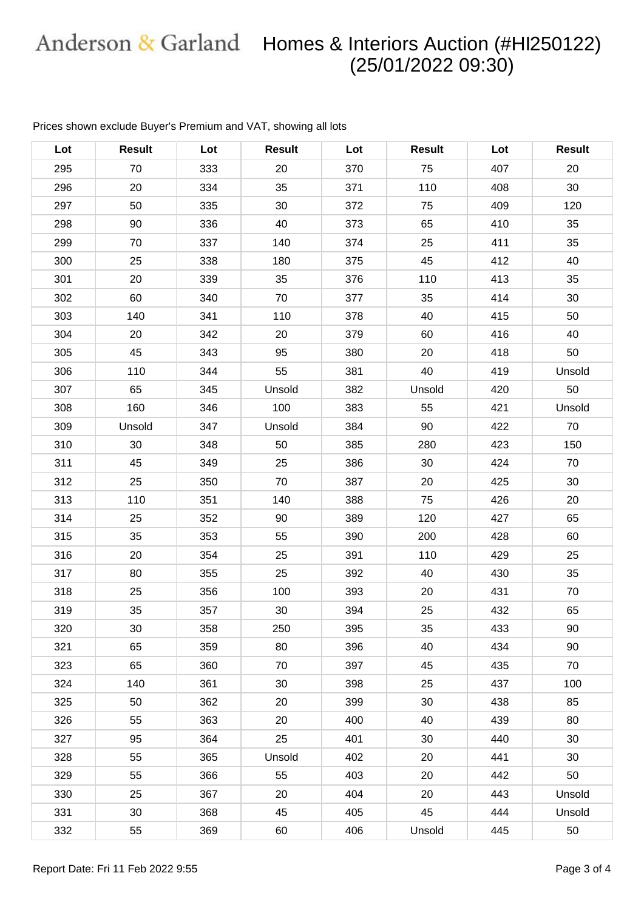# Anderson & Garland Homes & Interiors Auction (#HI250122) (25/01/2022 09:30)

Prices shown exclude Buyer's Premium and VAT, showing all lots

| Lot | Result | Lot | Result | Lot | Result | Lot | Result |
|---|---|---|---|---|---|---|---|
| 295 | 70 | 333 | 20 | 370 | 75 | 407 | 20 |
| 296 | 20 | 334 | 35 | 371 | 110 | 408 | 30 |
| 297 | 50 | 335 | 30 | 372 | 75 | 409 | 120 |
| 298 | 90 | 336 | 40 | 373 | 65 | 410 | 35 |
| 299 | 70 | 337 | 140 | 374 | 25 | 411 | 35 |
| 300 | 25 | 338 | 180 | 375 | 45 | 412 | 40 |
| 301 | 20 | 339 | 35 | 376 | 110 | 413 | 35 |
| 302 | 60 | 340 | 70 | 377 | 35 | 414 | 30 |
| 303 | 140 | 341 | 110 | 378 | 40 | 415 | 50 |
| 304 | 20 | 342 | 20 | 379 | 60 | 416 | 40 |
| 305 | 45 | 343 | 95 | 380 | 20 | 418 | 50 |
| 306 | 110 | 344 | 55 | 381 | 40 | 419 | Unsold |
| 307 | 65 | 345 | Unsold | 382 | Unsold | 420 | 50 |
| 308 | 160 | 346 | 100 | 383 | 55 | 421 | Unsold |
| 309 | Unsold | 347 | Unsold | 384 | 90 | 422 | 70 |
| 310 | 30 | 348 | 50 | 385 | 280 | 423 | 150 |
| 311 | 45 | 349 | 25 | 386 | 30 | 424 | 70 |
| 312 | 25 | 350 | 70 | 387 | 20 | 425 | 30 |
| 313 | 110 | 351 | 140 | 388 | 75 | 426 | 20 |
| 314 | 25 | 352 | 90 | 389 | 120 | 427 | 65 |
| 315 | 35 | 353 | 55 | 390 | 200 | 428 | 60 |
| 316 | 20 | 354 | 25 | 391 | 110 | 429 | 25 |
| 317 | 80 | 355 | 25 | 392 | 40 | 430 | 35 |
| 318 | 25 | 356 | 100 | 393 | 20 | 431 | 70 |
| 319 | 35 | 357 | 30 | 394 | 25 | 432 | 65 |
| 320 | 30 | 358 | 250 | 395 | 35 | 433 | 90 |
| 321 | 65 | 359 | 80 | 396 | 40 | 434 | 90 |
| 323 | 65 | 360 | 70 | 397 | 45 | 435 | 70 |
| 324 | 140 | 361 | 30 | 398 | 25 | 437 | 100 |
| 325 | 50 | 362 | 20 | 399 | 30 | 438 | 85 |
| 326 | 55 | 363 | 20 | 400 | 40 | 439 | 80 |
| 327 | 95 | 364 | 25 | 401 | 30 | 440 | 30 |
| 328 | 55 | 365 | Unsold | 402 | 20 | 441 | 30 |
| 329 | 55 | 366 | 55 | 403 | 20 | 442 | 50 |
| 330 | 25 | 367 | 20 | 404 | 20 | 443 | Unsold |
| 331 | 30 | 368 | 45 | 405 | 45 | 444 | Unsold |
| 332 | 55 | 369 | 60 | 406 | Unsold | 445 | 50 |

Report Date: Fri 11 Feb 2022 9:55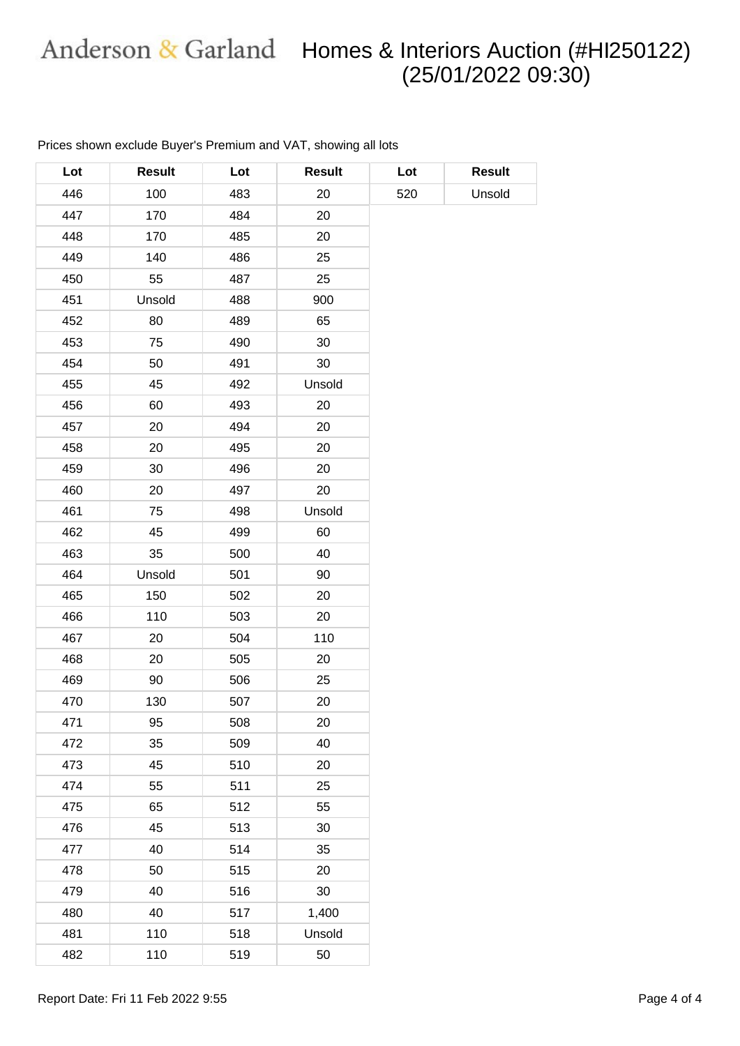# Anderson & Garland Homes & Interiors Auction (#HI250122) (25/01/2022 09:30)

Prices shown exclude Buyer's Premium and VAT, showing all lots

| Lot | Result | Lot | Result | Lot | Result |
|---|---|---|---|---|---|
| 446 | 100 | 483 | 20 | 520 | Unsold |
| 447 | 170 | 484 | 20 | | |
| 448 | 170 | 485 | 20 | | |
| 449 | 140 | 486 | 25 | | |
| 450 | 55 | 487 | 25 | | |
| 451 | Unsold | 488 | 900 | | |
| 452 | 80 | 489 | 65 | | |
| 453 | 75 | 490 | 30 | | |
| 454 | 50 | 491 | 30 | | |
| 455 | 45 | 492 | Unsold | | |
| 456 | 60 | 493 | 20 | | |
| 457 | 20 | 494 | 20 | | |
| 458 | 20 | 495 | 20 | | |
| 459 | 30 | 496 | 20 | | |
| 460 | 20 | 497 | 20 | | |
| 461 | 75 | 498 | Unsold | | |
| 462 | 45 | 499 | 60 | | |
| 463 | 35 | 500 | 40 | | |
| 464 | Unsold | 501 | 90 | | |
| 465 | 150 | 502 | 20 | | |
| 466 | 110 | 503 | 20 | | |
| 467 | 20 | 504 | 110 | | |
| 468 | 20 | 505 | 20 | | |
| 469 | 90 | 506 | 25 | | |
| 470 | 130 | 507 | 20 | | |
| 471 | 95 | 508 | 20 | | |
| 472 | 35 | 509 | 40 | | |
| 473 | 45 | 510 | 20 | | |
| 474 | 55 | 511 | 25 | | |
| 475 | 65 | 512 | 55 | | |
| 476 | 45 | 513 | 30 | | |
| 477 | 40 | 514 | 35 | | |
| 478 | 50 | 515 | 20 | | |
| 479 | 40 | 516 | 30 | | |
| 480 | 40 | 517 | 1,400 | | |
| 481 | 110 | 518 | Unsold | | |
| 482 | 110 | 519 | 50 | | |

Report Date: Fri 11 Feb 2022 9:55